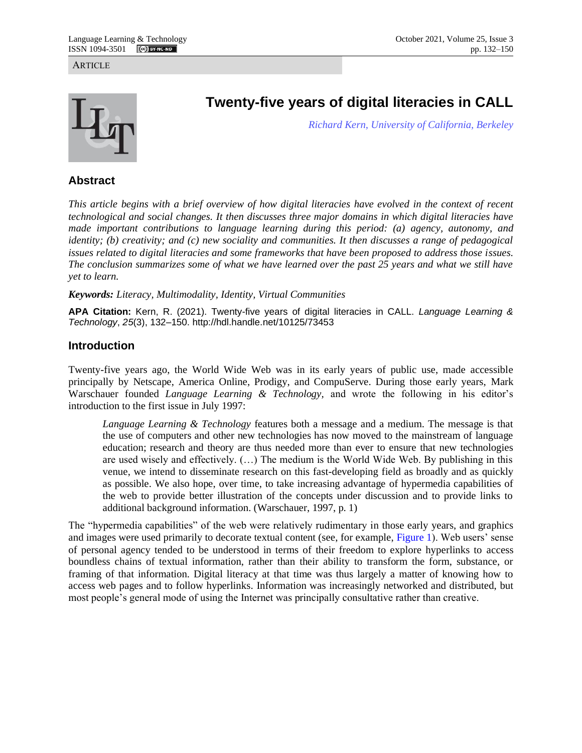ARTICLE

# Twenty-five years of digital literacies in CALL

*Richard Kern, University of California, Berkeley*

## Abstract

*This article begins with a brief overview of how digital literacies have evolved in the context of recent technological and social changes. It then discusses three major domains in which digital literacies have made important contributions to language learning during this period: (a) agency, autonomy, and identity; (b) creativity; and (c) new sociality and communities. It then discusses a range of pedagogical issues related to digital literacies and some frameworks that have been proposed to address those issues. The conclusion summarizes some of what we have learned over the past 25 years and what we still have yet to learn.*

***Keywords:*** *Literacy, Multimodality, Identity, Virtual Communities*

**APA Citation:** Kern, R. (2021). Twenty-five years of digital literacies in CALL. *Language Learning & Technology*, *25*(3), 132–150. http://hdl.handle.net/10125/73453

## Introduction

Twenty-five years ago, the World Wide Web was in its early years of public use, made accessible principally by Netscape, America Online, Prodigy, and CompuServe. During those early years, Mark Warschauer founded *Language Learning & Technology*, and wrote the following in his editor's introduction to the first issue in July 1997:

> *Language Learning & Technology* features both a message and a medium. The message is that the use of computers and other new technologies has now moved to the mainstream of language education; research and theory are thus needed more than ever to ensure that new technologies are used wisely and effectively. (…) The medium is the World Wide Web. By publishing in this venue, we intend to disseminate research on this fast-developing field as broadly and as quickly as possible. We also hope, over time, to take increasing advantage of hypermedia capabilities of the web to provide better illustration of the concepts under discussion and to provide links to additional background information. (Warschauer, 1997, p. 1)

The "hypermedia capabilities" of the web were relatively rudimentary in those early years, and graphics and images were used primarily to decorate textual content (see, for example, Figure 1). Web users' sense of personal agency tended to be understood in terms of their freedom to explore hyperlinks to access boundless chains of textual information, rather than their ability to transform the form, substance, or framing of that information. Digital literacy at that time was thus largely a matter of knowing how to access web pages and to follow hyperlinks. Information was increasingly networked and distributed, but most people's general mode of using the Internet was principally consultative rather than creative.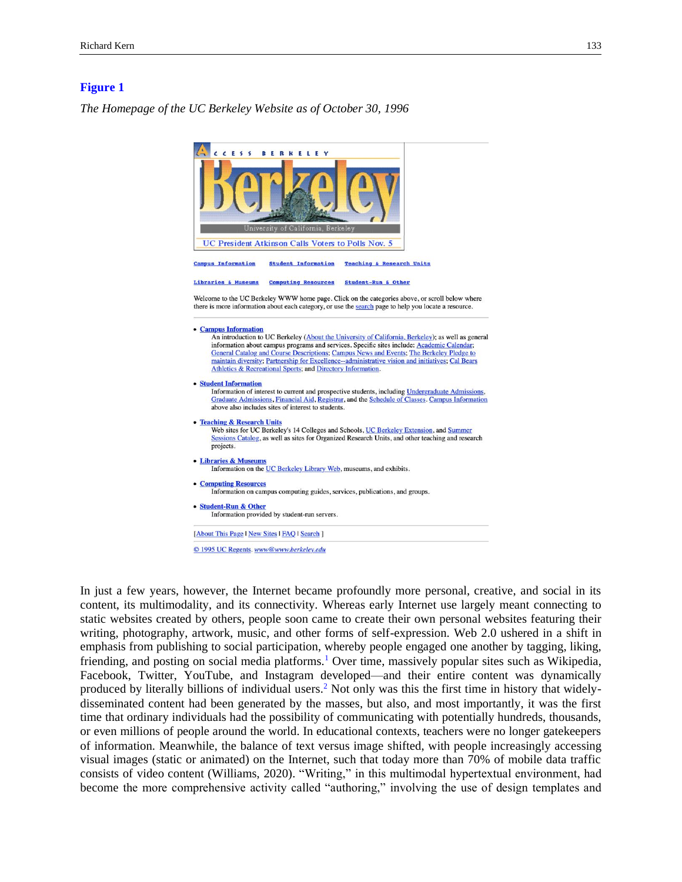**Figure 1**

*The Homepage of the UC Berkeley Website as of October 30, 1996*

In just a few years, however, the Internet became profoundly more personal, creative, and social in its content, its multimodality, and its connectivity. Whereas early Internet use largely meant connecting to static websites created by others, people soon came to create their own personal websites featuring their writing, photography, artwork, music, and other forms of self-expression. Web 2.0 ushered in a shift in emphasis from publishing to social participation, whereby people engaged one another by tagging, liking, friending, and posting on social media platforms.[1] Over time, massively popular sites such as Wikipedia, Facebook, Twitter, YouTube, and Instagram developed—and their entire content was dynamically produced by literally billions of individual users.[2] Not only was this the first time in history that widely-disseminated content had been generated by the masses, but also, and most importantly, it was the first time that ordinary individuals had the possibility of communicating with potentially hundreds, thousands, or even millions of people around the world. In educational contexts, teachers were no longer gatekeepers of information. Meanwhile, the balance of text versus image shifted, with people increasingly accessing visual images (static or animated) on the Internet, such that today more than 70% of mobile data traffic consists of video content (Williams, 2020). "Writing," in this multimodal hypertextual environment, had become the more comprehensive activity called "authoring," involving the use of design templates and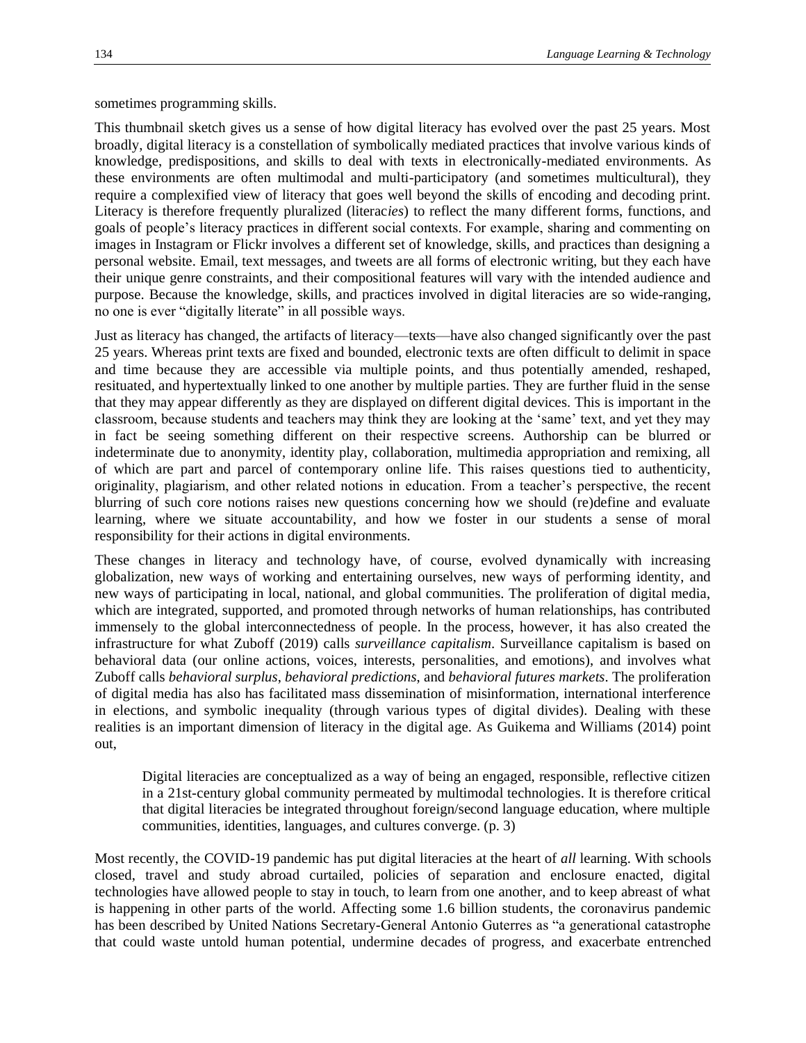sometimes programming skills.

This thumbnail sketch gives us a sense of how digital literacy has evolved over the past 25 years. Most broadly, digital literacy is a constellation of symbolically mediated practices that involve various kinds of knowledge, predispositions, and skills to deal with texts in electronically-mediated environments. As these environments are often multimodal and multi-participatory (and sometimes multicultural), they require a complexified view of literacy that goes well beyond the skills of encoding and decoding print. Literacy is therefore frequently pluralized (literac*ies*) to reflect the many different forms, functions, and goals of people's literacy practices in different social contexts. For example, sharing and commenting on images in Instagram or Flickr involves a different set of knowledge, skills, and practices than designing a personal website. Email, text messages, and tweets are all forms of electronic writing, but they each have their unique genre constraints, and their compositional features will vary with the intended audience and purpose. Because the knowledge, skills, and practices involved in digital literacies are so wide-ranging, no one is ever "digitally literate" in all possible ways.

Just as literacy has changed, the artifacts of literacy—texts—have also changed significantly over the past 25 years. Whereas print texts are fixed and bounded, electronic texts are often difficult to delimit in space and time because they are accessible via multiple points, and thus potentially amended, reshaped, resituated, and hypertextually linked to one another by multiple parties. They are further fluid in the sense that they may appear differently as they are displayed on different digital devices. This is important in the classroom, because students and teachers may think they are looking at the 'same' text, and yet they may in fact be seeing something different on their respective screens. Authorship can be blurred or indeterminate due to anonymity, identity play, collaboration, multimedia appropriation and remixing, all of which are part and parcel of contemporary online life. This raises questions tied to authenticity, originality, plagiarism, and other related notions in education. From a teacher's perspective, the recent blurring of such core notions raises new questions concerning how we should (re)define and evaluate learning, where we situate accountability, and how we foster in our students a sense of moral responsibility for their actions in digital environments.

These changes in literacy and technology have, of course, evolved dynamically with increasing globalization, new ways of working and entertaining ourselves, new ways of performing identity, and new ways of participating in local, national, and global communities. The proliferation of digital media, which are integrated, supported, and promoted through networks of human relationships, has contributed immensely to the global interconnectedness of people. In the process, however, it has also created the infrastructure for what Zuboff (2019) calls *surveillance capitalism*. Surveillance capitalism is based on behavioral data (our online actions, voices, interests, personalities, and emotions), and involves what Zuboff calls *behavioral surplus*, *behavioral predictions*, and *behavioral futures markets*. The proliferation of digital media has also has facilitated mass dissemination of misinformation, international interference in elections, and symbolic inequality (through various types of digital divides). Dealing with these realities is an important dimension of literacy in the digital age. As Guikema and Williams (2014) point out,

> Digital literacies are conceptualized as a way of being an engaged, responsible, reflective citizen in a 21st-century global community permeated by multimodal technologies. It is therefore critical that digital literacies be integrated throughout foreign/second language education, where multiple communities, identities, languages, and cultures converge. (p. 3)

Most recently, the COVID-19 pandemic has put digital literacies at the heart of *all* learning. With schools closed, travel and study abroad curtailed, policies of separation and enclosure enacted, digital technologies have allowed people to stay in touch, to learn from one another, and to keep abreast of what is happening in other parts of the world. Affecting some 1.6 billion students, the coronavirus pandemic has been described by United Nations Secretary-General Antonio Guterres as "a generational catastrophe that could waste untold human potential, undermine decades of progress, and exacerbate entrenched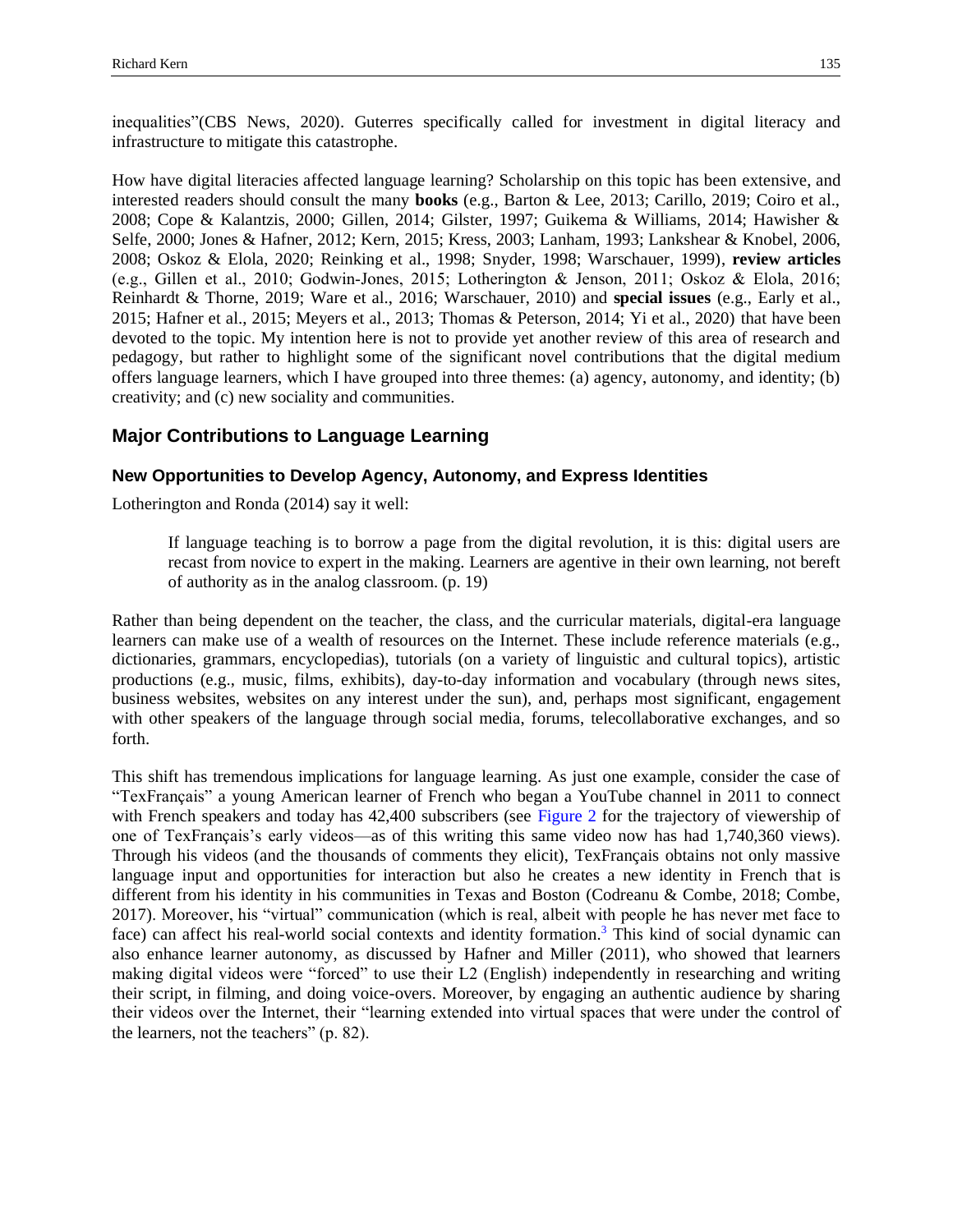inequalities"(CBS News, 2020). Guterres specifically called for investment in digital literacy and infrastructure to mitigate this catastrophe.

How have digital literacies affected language learning? Scholarship on this topic has been extensive, and interested readers should consult the many **books** (e.g., Barton & Lee, 2013; Carillo, 2019; Coiro et al., 2008; Cope & Kalantzis, 2000; Gillen, 2014; Gilster, 1997; Guikema & Williams, 2014; Hawisher & Selfe, 2000; Jones & Hafner, 2012; Kern, 2015; Kress, 2003; Lanham, 1993; Lankshear & Knobel, 2006, 2008; Oskoz & Elola, 2020; Reinking et al., 1998; Snyder, 1998; Warschauer, 1999), **review articles** (e.g., Gillen et al., 2010; Godwin-Jones, 2015; Lotherington & Jenson, 2011; Oskoz & Elola, 2016; Reinhardt & Thorne, 2019; Ware et al., 2016; Warschauer, 2010) and **special issues** (e.g., Early et al., 2015; Hafner et al., 2015; Meyers et al., 2013; Thomas & Peterson, 2014; Yi et al., 2020) that have been devoted to the topic. My intention here is not to provide yet another review of this area of research and pedagogy, but rather to highlight some of the significant novel contributions that the digital medium offers language learners, which I have grouped into three themes: (a) agency, autonomy, and identity; (b) creativity; and (c) new sociality and communities.

## Major Contributions to Language Learning

### New Opportunities to Develop Agency, Autonomy, and Express Identities

Lotherington and Ronda (2014) say it well:

> If language teaching is to borrow a page from the digital revolution, it is this: digital users are recast from novice to expert in the making. Learners are agentive in their own learning, not bereft of authority as in the analog classroom. (p. 19)

Rather than being dependent on the teacher, the class, and the curricular materials, digital-era language learners can make use of a wealth of resources on the Internet. These include reference materials (e.g., dictionaries, grammars, encyclopedias), tutorials (on a variety of linguistic and cultural topics), artistic productions (e.g., music, films, exhibits), day-to-day information and vocabulary (through news sites, business websites, websites on any interest under the sun), and, perhaps most significant, engagement with other speakers of the language through social media, forums, telecollaborative exchanges, and so forth.

This shift has tremendous implications for language learning. As just one example, consider the case of "TexFrançais" a young American learner of French who began a YouTube channel in 2011 to connect with French speakers and today has 42,400 subscribers (see Figure 2 for the trajectory of viewership of one of TexFrançais's early videos—as of this writing this same video now has had 1,740,360 views). Through his videos (and the thousands of comments they elicit), TexFrançais obtains not only massive language input and opportunities for interaction but also he creates a new identity in French that is different from his identity in his communities in Texas and Boston (Codreanu & Combe, 2018; Combe, 2017). Moreover, his "virtual" communication (which is real, albeit with people he has never met face to face) can affect his real-world social contexts and identity formation.[3] This kind of social dynamic can also enhance learner autonomy, as discussed by Hafner and Miller (2011), who showed that learners making digital videos were "forced" to use their L2 (English) independently in researching and writing their script, in filming, and doing voice-overs. Moreover, by engaging an authentic audience by sharing their videos over the Internet, their "learning extended into virtual spaces that were under the control of the learners, not the teachers" (p. 82).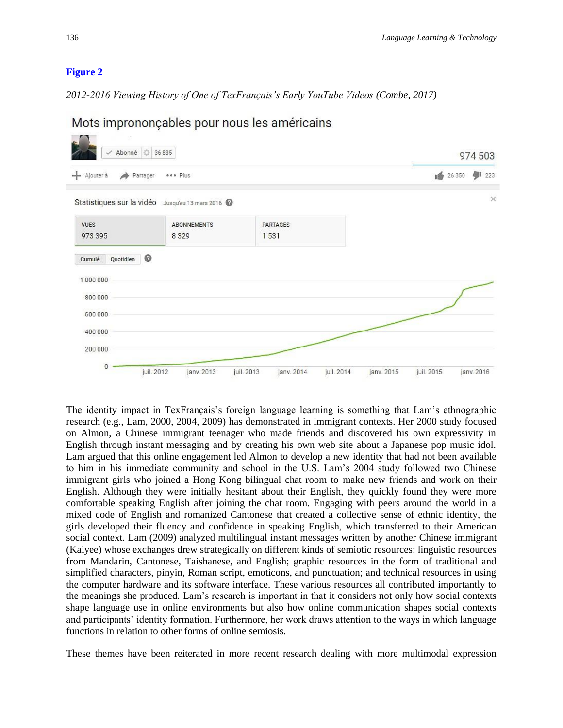**Figure 2**

*2012-2016 Viewing History of One of TexFrançais's Early YouTube Videos (Combe, 2017)*

The identity impact in TexFrançais's foreign language learning is something that Lam's ethnographic research (e.g., Lam, 2000, 2004, 2009) has demonstrated in immigrant contexts. Her 2000 study focused on Almon, a Chinese immigrant teenager who made friends and discovered his own expressivity in English through instant messaging and by creating his own web site about a Japanese pop music idol. Lam argued that this online engagement led Almon to develop a new identity that had not been available to him in his immediate community and school in the U.S. Lam's 2004 study followed two Chinese immigrant girls who joined a Hong Kong bilingual chat room to make new friends and work on their English. Although they were initially hesitant about their English, they quickly found they were more comfortable speaking English after joining the chat room. Engaging with peers around the world in a mixed code of English and romanized Cantonese that created a collective sense of ethnic identity, the girls developed their fluency and confidence in speaking English, which transferred to their American social context. Lam (2009) analyzed multilingual instant messages written by another Chinese immigrant (Kaiyee) whose exchanges drew strategically on different kinds of semiotic resources: linguistic resources from Mandarin, Cantonese, Taishanese, and English; graphic resources in the form of traditional and simplified characters, pinyin, Roman script, emoticons, and punctuation; and technical resources in using the computer hardware and its software interface. These various resources all contributed importantly to the meanings she produced. Lam's research is important in that it considers not only how social contexts shape language use in online environments but also how online communication shapes social contexts and participants' identity formation. Furthermore, her work draws attention to the ways in which language functions in relation to other forms of online semiosis.

These themes have been reiterated in more recent research dealing with more multimodal expression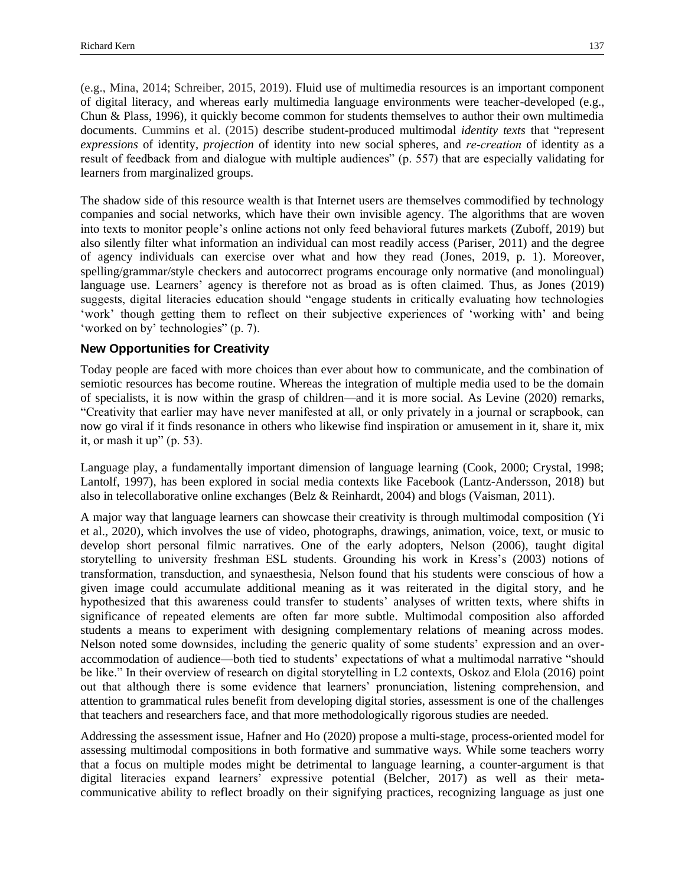(e.g., Mina, 2014; Schreiber, 2015, 2019). Fluid use of multimedia resources is an important component of digital literacy, and whereas early multimedia language environments were teacher-developed (e.g., Chun & Plass, 1996), it quickly become common for students themselves to author their own multimedia documents. Cummins et al. (2015) describe student-produced multimodal *identity texts* that "represent *expressions* of identity, *projection* of identity into new social spheres, and *re-creation* of identity as a result of feedback from and dialogue with multiple audiences" (p. 557) that are especially validating for learners from marginalized groups.

The shadow side of this resource wealth is that Internet users are themselves commodified by technology companies and social networks, which have their own invisible agency. The algorithms that are woven into texts to monitor people's online actions not only feed behavioral futures markets (Zuboff, 2019) but also silently filter what information an individual can most readily access (Pariser, 2011) and the degree of agency individuals can exercise over what and how they read (Jones, 2019, p. 1). Moreover, spelling/grammar/style checkers and autocorrect programs encourage only normative (and monolingual) language use. Learners' agency is therefore not as broad as is often claimed. Thus, as Jones (2019) suggests, digital literacies education should "engage students in critically evaluating how technologies 'work' though getting them to reflect on their subjective experiences of 'working with' and being 'worked on by' technologies" (p. 7).

### New Opportunities for Creativity

Today people are faced with more choices than ever about how to communicate, and the combination of semiotic resources has become routine. Whereas the integration of multiple media used to be the domain of specialists, it is now within the grasp of children—and it is more social. As Levine (2020) remarks, "Creativity that earlier may have never manifested at all, or only privately in a journal or scrapbook, can now go viral if it finds resonance in others who likewise find inspiration or amusement in it, share it, mix it, or mash it up" (p. 53).

Language play, a fundamentally important dimension of language learning (Cook, 2000; Crystal, 1998; Lantolf, 1997), has been explored in social media contexts like Facebook (Lantz-Andersson, 2018) but also in telecollaborative online exchanges (Belz & Reinhardt, 2004) and blogs (Vaisman, 2011).

A major way that language learners can showcase their creativity is through multimodal composition (Yi et al., 2020), which involves the use of video, photographs, drawings, animation, voice, text, or music to develop short personal filmic narratives. One of the early adopters, Nelson (2006), taught digital storytelling to university freshman ESL students. Grounding his work in Kress's (2003) notions of transformation, transduction, and synaesthesia, Nelson found that his students were conscious of how a given image could accumulate additional meaning as it was reiterated in the digital story, and he hypothesized that this awareness could transfer to students' analyses of written texts, where shifts in significance of repeated elements are often far more subtle. Multimodal composition also afforded students a means to experiment with designing complementary relations of meaning across modes. Nelson noted some downsides, including the generic quality of some students' expression and an over-accommodation of audience—both tied to students' expectations of what a multimodal narrative "should be like." In their overview of research on digital storytelling in L2 contexts, Oskoz and Elola (2016) point out that although there is some evidence that learners' pronunciation, listening comprehension, and attention to grammatical rules benefit from developing digital stories, assessment is one of the challenges that teachers and researchers face, and that more methodologically rigorous studies are needed.

Addressing the assessment issue, Hafner and Ho (2020) propose a multi-stage, process-oriented model for assessing multimodal compositions in both formative and summative ways. While some teachers worry that a focus on multiple modes might be detrimental to language learning, a counter-argument is that digital literacies expand learners' expressive potential (Belcher, 2017) as well as their meta-communicative ability to reflect broadly on their signifying practices, recognizing language as just one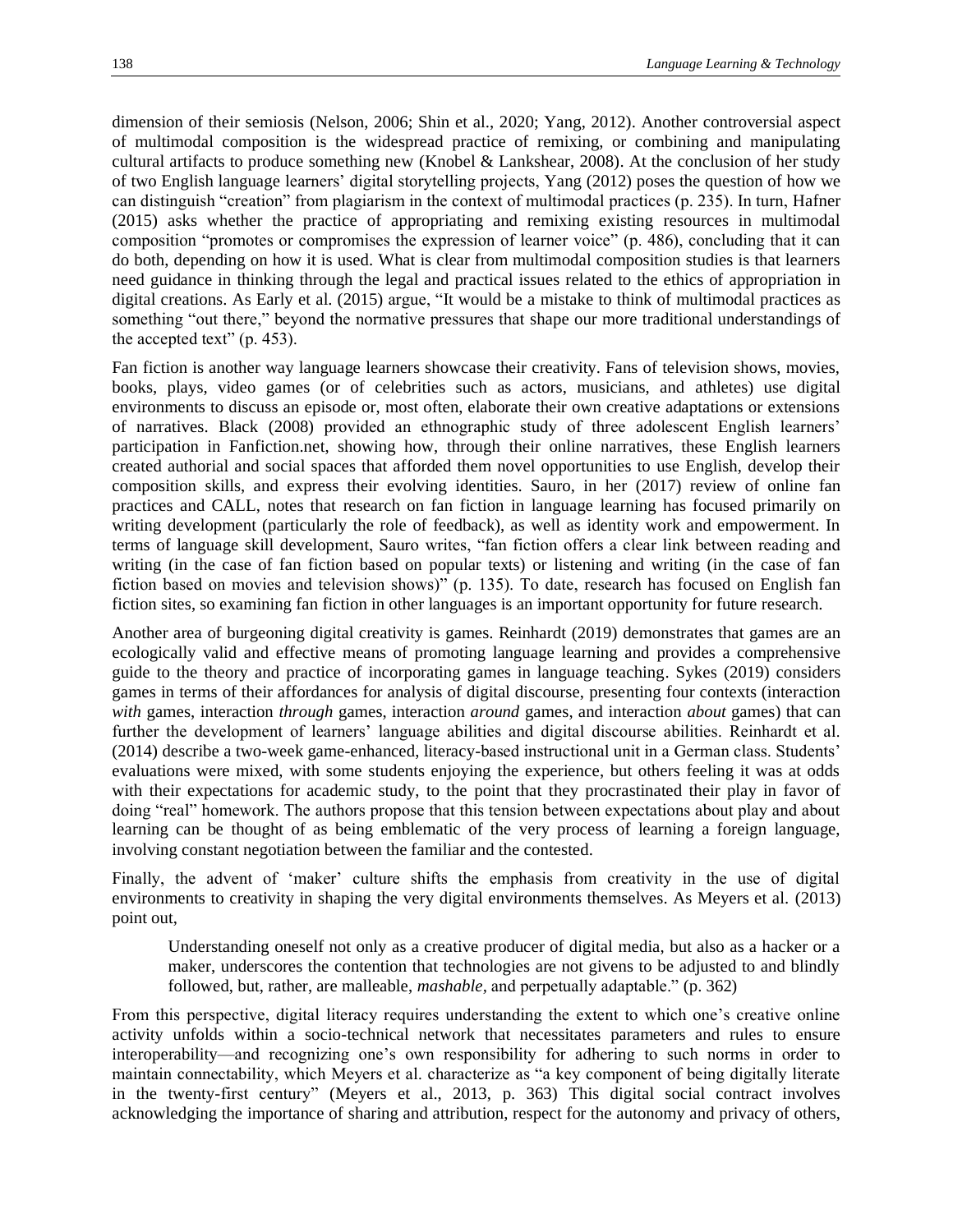dimension of their semiosis (Nelson, 2006; Shin et al., 2020; Yang, 2012). Another controversial aspect of multimodal composition is the widespread practice of remixing, or combining and manipulating cultural artifacts to produce something new (Knobel & Lankshear, 2008). At the conclusion of her study of two English language learners' digital storytelling projects, Yang (2012) poses the question of how we can distinguish "creation" from plagiarism in the context of multimodal practices (p. 235). In turn, Hafner (2015) asks whether the practice of appropriating and remixing existing resources in multimodal composition "promotes or compromises the expression of learner voice" (p. 486), concluding that it can do both, depending on how it is used. What is clear from multimodal composition studies is that learners need guidance in thinking through the legal and practical issues related to the ethics of appropriation in digital creations. As Early et al. (2015) argue, "It would be a mistake to think of multimodal practices as something "out there," beyond the normative pressures that shape our more traditional understandings of the accepted text" (p. 453).

Fan fiction is another way language learners showcase their creativity. Fans of television shows, movies, books, plays, video games (or of celebrities such as actors, musicians, and athletes) use digital environments to discuss an episode or, most often, elaborate their own creative adaptations or extensions of narratives. Black (2008) provided an ethnographic study of three adolescent English learners' participation in Fanfiction.net, showing how, through their online narratives, these English learners created authorial and social spaces that afforded them novel opportunities to use English, develop their composition skills, and express their evolving identities. Sauro, in her (2017) review of online fan practices and CALL, notes that research on fan fiction in language learning has focused primarily on writing development (particularly the role of feedback), as well as identity work and empowerment. In terms of language skill development, Sauro writes, "fan fiction offers a clear link between reading and writing (in the case of fan fiction based on popular texts) or listening and writing (in the case of fan fiction based on movies and television shows)" (p. 135). To date, research has focused on English fan fiction sites, so examining fan fiction in other languages is an important opportunity for future research.

Another area of burgeoning digital creativity is games. Reinhardt (2019) demonstrates that games are an ecologically valid and effective means of promoting language learning and provides a comprehensive guide to the theory and practice of incorporating games in language teaching. Sykes (2019) considers games in terms of their affordances for analysis of digital discourse, presenting four contexts (interaction *with* games, interaction *through* games, interaction *around* games, and interaction *about* games) that can further the development of learners' language abilities and digital discourse abilities. Reinhardt et al. (2014) describe a two-week game-enhanced, literacy-based instructional unit in a German class. Students' evaluations were mixed, with some students enjoying the experience, but others feeling it was at odds with their expectations for academic study, to the point that they procrastinated their play in favor of doing "real" homework. The authors propose that this tension between expectations about play and about learning can be thought of as being emblematic of the very process of learning a foreign language, involving constant negotiation between the familiar and the contested.

Finally, the advent of 'maker' culture shifts the emphasis from creativity in the use of digital environments to creativity in shaping the very digital environments themselves. As Meyers et al. (2013) point out,

> Understanding oneself not only as a creative producer of digital media, but also as a hacker or a maker, underscores the contention that technologies are not givens to be adjusted to and blindly followed, but, rather, are malleable, *mashable*, and perpetually adaptable." (p. 362)

From this perspective, digital literacy requires understanding the extent to which one's creative online activity unfolds within a socio-technical network that necessitates parameters and rules to ensure interoperability—and recognizing one's own responsibility for adhering to such norms in order to maintain connectability, which Meyers et al. characterize as "a key component of being digitally literate in the twenty-first century" (Meyers et al., 2013, p. 363) This digital social contract involves acknowledging the importance of sharing and attribution, respect for the autonomy and privacy of others,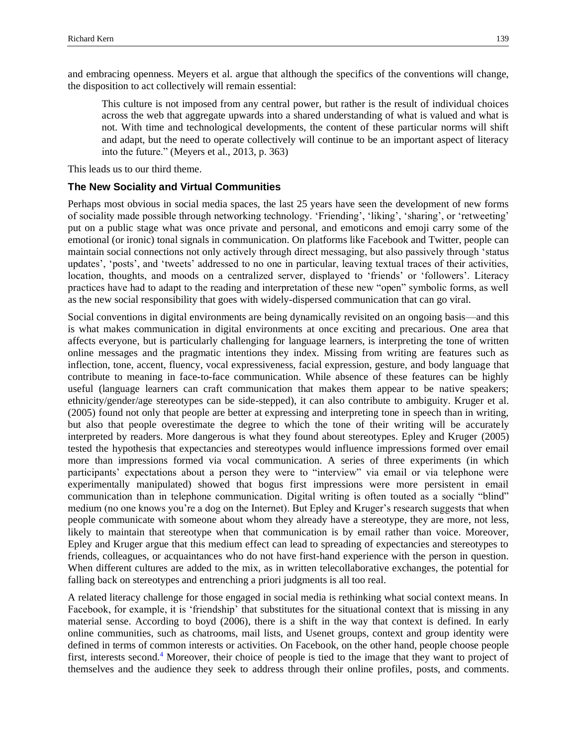and embracing openness. Meyers et al. argue that although the specifics of the conventions will change, the disposition to act collectively will remain essential:

> This culture is not imposed from any central power, but rather is the result of individual choices across the web that aggregate upwards into a shared understanding of what is valued and what is not. With time and technological developments, the content of these particular norms will shift and adapt, but the need to operate collectively will continue to be an important aspect of literacy into the future." (Meyers et al., 2013, p. 363)

This leads us to our third theme.

### The New Sociality and Virtual Communities

Perhaps most obvious in social media spaces, the last 25 years have seen the development of new forms of sociality made possible through networking technology. 'Friending', 'liking', 'sharing', or 'retweeting' put on a public stage what was once private and personal, and emoticons and emoji carry some of the emotional (or ironic) tonal signals in communication. On platforms like Facebook and Twitter, people can maintain social connections not only actively through direct messaging, but also passively through 'status updates', 'posts', and 'tweets' addressed to no one in particular, leaving textual traces of their activities, location, thoughts, and moods on a centralized server, displayed to 'friends' or 'followers'. Literacy practices have had to adapt to the reading and interpretation of these new "open" symbolic forms, as well as the new social responsibility that goes with widely-dispersed communication that can go viral.

Social conventions in digital environments are being dynamically revisited on an ongoing basis—and this is what makes communication in digital environments at once exciting and precarious. One area that affects everyone, but is particularly challenging for language learners, is interpreting the tone of written online messages and the pragmatic intentions they index. Missing from writing are features such as inflection, tone, accent, fluency, vocal expressiveness, facial expression, gesture, and body language that contribute to meaning in face-to-face communication. While absence of these features can be highly useful (language learners can craft communication that makes them appear to be native speakers; ethnicity/gender/age stereotypes can be side-stepped), it can also contribute to ambiguity. Kruger et al. (2005) found not only that people are better at expressing and interpreting tone in speech than in writing, but also that people overestimate the degree to which the tone of their writing will be accurately interpreted by readers. More dangerous is what they found about stereotypes. Epley and Kruger (2005) tested the hypothesis that expectancies and stereotypes would influence impressions formed over email more than impressions formed via vocal communication. A series of three experiments (in which participants' expectations about a person they were to "interview" via email or via telephone were experimentally manipulated) showed that bogus first impressions were more persistent in email communication than in telephone communication. Digital writing is often touted as a socially "blind" medium (no one knows you're a dog on the Internet). But Epley and Kruger's research suggests that when people communicate with someone about whom they already have a stereotype, they are more, not less, likely to maintain that stereotype when that communication is by email rather than voice. Moreover, Epley and Kruger argue that this medium effect can lead to spreading of expectancies and stereotypes to friends, colleagues, or acquaintances who do not have first-hand experience with the person in question. When different cultures are added to the mix, as in written telecollaborative exchanges, the potential for falling back on stereotypes and entrenching a priori judgments is all too real.

A related literacy challenge for those engaged in social media is rethinking what social context means. In Facebook, for example, it is 'friendship' that substitutes for the situational context that is missing in any material sense. According to boyd (2006), there is a shift in the way that context is defined. In early online communities, such as chatrooms, mail lists, and Usenet groups, context and group identity were defined in terms of common interests or activities. On Facebook, on the other hand, people choose people first, interests second.[4] Moreover, their choice of people is tied to the image that they want to project of themselves and the audience they seek to address through their online profiles, posts, and comments.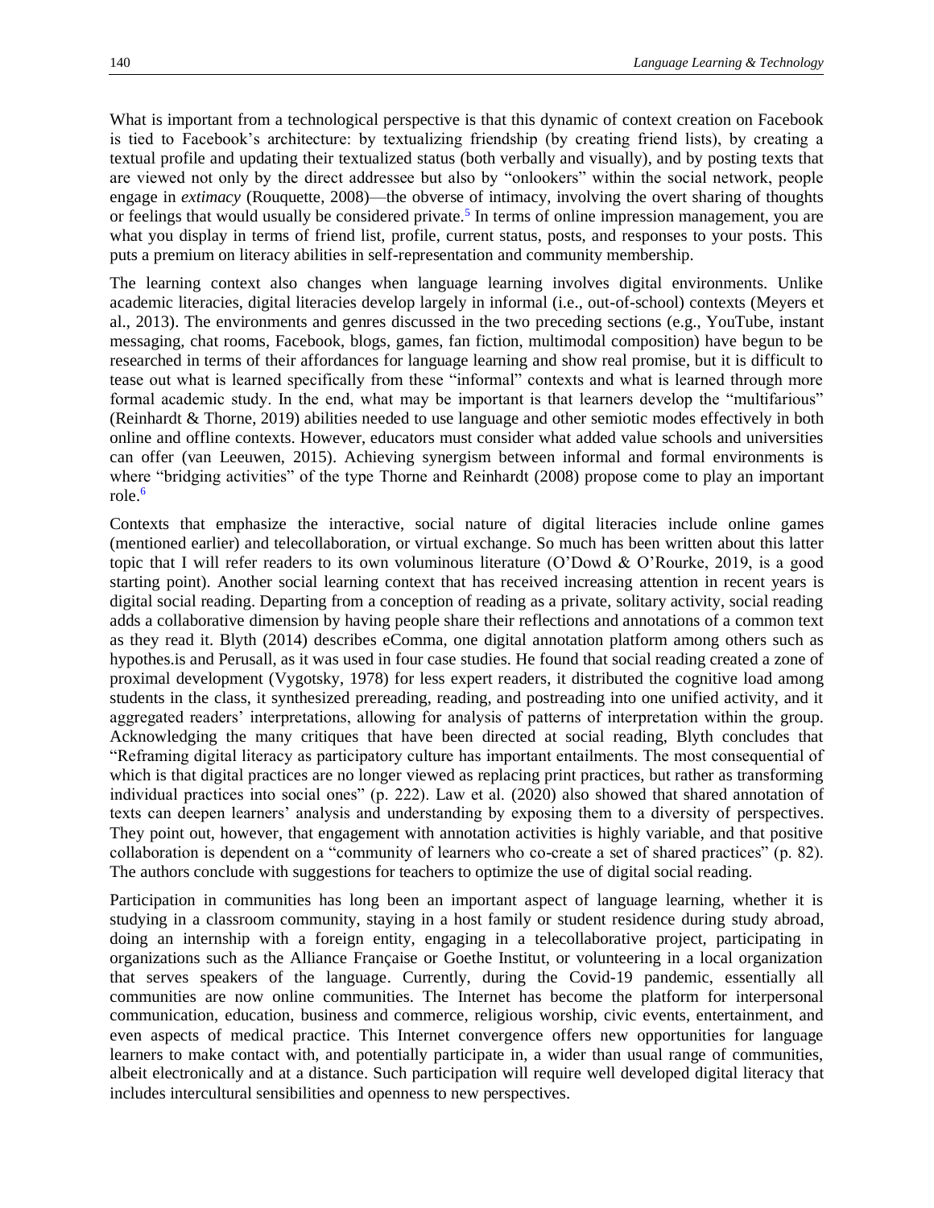What is important from a technological perspective is that this dynamic of context creation on Facebook is tied to Facebook's architecture: by textualizing friendship (by creating friend lists), by creating a textual profile and updating their textualized status (both verbally and visually), and by posting texts that are viewed not only by the direct addressee but also by "onlookers" within the social network, people engage in *extimacy* (Rouquette, 2008)—the obverse of intimacy, involving the overt sharing of thoughts or feelings that would usually be considered private.[5] In terms of online impression management, you are what you display in terms of friend list, profile, current status, posts, and responses to your posts. This puts a premium on literacy abilities in self-representation and community membership.

The learning context also changes when language learning involves digital environments. Unlike academic literacies, digital literacies develop largely in informal (i.e., out-of-school) contexts (Meyers et al., 2013). The environments and genres discussed in the two preceding sections (e.g., YouTube, instant messaging, chat rooms, Facebook, blogs, games, fan fiction, multimodal composition) have begun to be researched in terms of their affordances for language learning and show real promise, but it is difficult to tease out what is learned specifically from these "informal" contexts and what is learned through more formal academic study. In the end, what may be important is that learners develop the "multifarious" (Reinhardt & Thorne, 2019) abilities needed to use language and other semiotic modes effectively in both online and offline contexts. However, educators must consider what added value schools and universities can offer (van Leeuwen, 2015). Achieving synergism between informal and formal environments is where "bridging activities" of the type Thorne and Reinhardt (2008) propose come to play an important role.[6]

Contexts that emphasize the interactive, social nature of digital literacies include online games (mentioned earlier) and telecollaboration, or virtual exchange. So much has been written about this latter topic that I will refer readers to its own voluminous literature (O'Dowd & O'Rourke, 2019, is a good starting point). Another social learning context that has received increasing attention in recent years is digital social reading. Departing from a conception of reading as a private, solitary activity, social reading adds a collaborative dimension by having people share their reflections and annotations of a common text as they read it. Blyth (2014) describes eComma, one digital annotation platform among others such as hypothes.is and Perusall, as it was used in four case studies. He found that social reading created a zone of proximal development (Vygotsky, 1978) for less expert readers, it distributed the cognitive load among students in the class, it synthesized prereading, reading, and postreading into one unified activity, and it aggregated readers' interpretations, allowing for analysis of patterns of interpretation within the group. Acknowledging the many critiques that have been directed at social reading, Blyth concludes that "Reframing digital literacy as participatory culture has important entailments. The most consequential of which is that digital practices are no longer viewed as replacing print practices, but rather as transforming individual practices into social ones" (p. 222). Law et al. (2020) also showed that shared annotation of texts can deepen learners' analysis and understanding by exposing them to a diversity of perspectives. They point out, however, that engagement with annotation activities is highly variable, and that positive collaboration is dependent on a "community of learners who co-create a set of shared practices" (p. 82). The authors conclude with suggestions for teachers to optimize the use of digital social reading.

Participation in communities has long been an important aspect of language learning, whether it is studying in a classroom community, staying in a host family or student residence during study abroad, doing an internship with a foreign entity, engaging in a telecollaborative project, participating in organizations such as the Alliance Française or Goethe Institut, or volunteering in a local organization that serves speakers of the language. Currently, during the Covid-19 pandemic, essentially all communities are now online communities. The Internet has become the platform for interpersonal communication, education, business and commerce, religious worship, civic events, entertainment, and even aspects of medical practice. This Internet convergence offers new opportunities for language learners to make contact with, and potentially participate in, a wider than usual range of communities, albeit electronically and at a distance. Such participation will require well developed digital literacy that includes intercultural sensibilities and openness to new perspectives.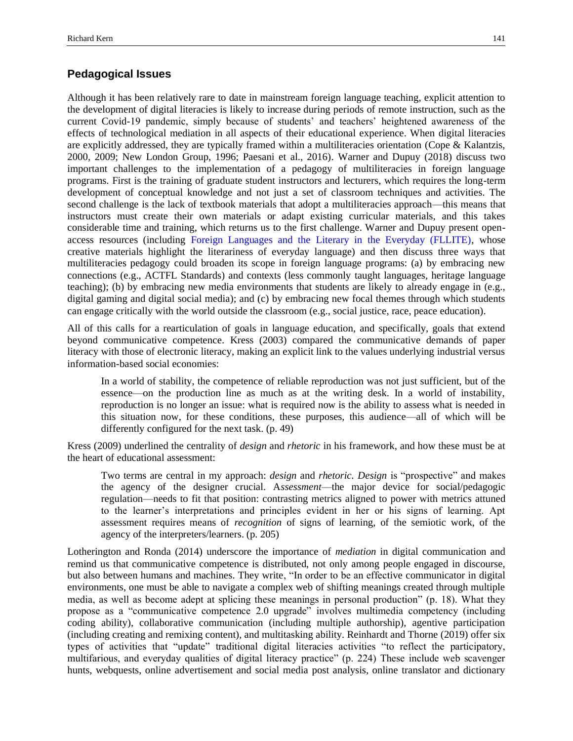## Pedagogical Issues

Although it has been relatively rare to date in mainstream foreign language teaching, explicit attention to the development of digital literacies is likely to increase during periods of remote instruction, such as the current Covid-19 pandemic, simply because of students' and teachers' heightened awareness of the effects of technological mediation in all aspects of their educational experience. When digital literacies are explicitly addressed, they are typically framed within a multiliteracies orientation (Cope & Kalantzis, 2000, 2009; New London Group, 1996; Paesani et al., 2016). Warner and Dupuy (2018) discuss two important challenges to the implementation of a pedagogy of multiliteracies in foreign language programs. First is the training of graduate student instructors and lecturers, which requires the long-term development of conceptual knowledge and not just a set of classroom techniques and activities. The second challenge is the lack of textbook materials that adopt a multiliteracies approach—this means that instructors must create their own materials or adapt existing curricular materials, and this takes considerable time and training, which returns us to the first challenge. Warner and Dupuy present open-access resources (including Foreign Languages and the Literary in the Everyday (FLLITE), whose creative materials highlight the literariness of everyday language) and then discuss three ways that multiliteracies pedagogy could broaden its scope in foreign language programs: (a) by embracing new connections (e.g., ACTFL Standards) and contexts (less commonly taught languages, heritage language teaching); (b) by embracing new media environments that students are likely to already engage in (e.g., digital gaming and digital social media); and (c) by embracing new focal themes through which students can engage critically with the world outside the classroom (e.g., social justice, race, peace education).

All of this calls for a rearticulation of goals in language education, and specifically, goals that extend beyond communicative competence. Kress (2003) compared the communicative demands of paper literacy with those of electronic literacy, making an explicit link to the values underlying industrial versus information-based social economies:

> In a world of stability, the competence of reliable reproduction was not just sufficient, but of the essence—on the production line as much as at the writing desk. In a world of instability, reproduction is no longer an issue: what is required now is the ability to assess what is needed in this situation now, for these conditions, these purposes, this audience—all of which will be differently configured for the next task. (p. 49)

Kress (2009) underlined the centrality of *design* and *rhetoric* in his framework, and how these must be at the heart of educational assessment:

> Two terms are central in my approach: *design* and *rhetoric*. *Design* is "prospective" and makes the agency of the designer crucial. A*ssessment*—the major device for social/pedagogic regulation—needs to fit that position: contrasting metrics aligned to power with metrics attuned to the learner's interpretations and principles evident in her or his signs of learning. Apt assessment requires means of *recognition* of signs of learning, of the semiotic work, of the agency of the interpreters/learners. (p. 205)

Lotherington and Ronda (2014) underscore the importance of *mediation* in digital communication and remind us that communicative competence is distributed, not only among people engaged in discourse, but also between humans and machines. They write, "In order to be an effective communicator in digital environments, one must be able to navigate a complex web of shifting meanings created through multiple media, as well as become adept at splicing these meanings in personal production" (p. 18). What they propose as a "communicative competence 2.0 upgrade" involves multimedia competency (including coding ability), collaborative communication (including multiple authorship), agentive participation (including creating and remixing content), and multitasking ability. Reinhardt and Thorne (2019) offer six types of activities that "update" traditional digital literacies activities "to reflect the participatory, multifarious, and everyday qualities of digital literacy practice" (p. 224) These include web scavenger hunts, webquests, online advertisement and social media post analysis, online translator and dictionary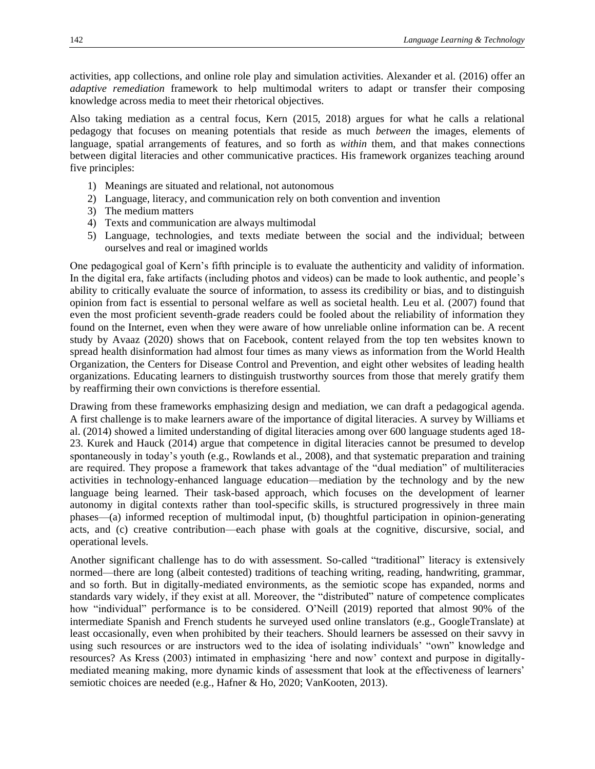activities, app collections, and online role play and simulation activities. Alexander et al. (2016) offer an *adaptive remediation* framework to help multimodal writers to adapt or transfer their composing knowledge across media to meet their rhetorical objectives.

Also taking mediation as a central focus, Kern (2015, 2018) argues for what he calls a relational pedagogy that focuses on meaning potentials that reside as much *between* the images, elements of language, spatial arrangements of features, and so forth as *within* them, and that makes connections between digital literacies and other communicative practices. His framework organizes teaching around five principles:

1) Meanings are situated and relational, not autonomous
2) Language, literacy, and communication rely on both convention and invention
3) The medium matters
4) Texts and communication are always multimodal
5) Language, technologies, and texts mediate between the social and the individual; between ourselves and real or imagined worlds

One pedagogical goal of Kern's fifth principle is to evaluate the authenticity and validity of information. In the digital era, fake artifacts (including photos and videos) can be made to look authentic, and people's ability to critically evaluate the source of information, to assess its credibility or bias, and to distinguish opinion from fact is essential to personal welfare as well as societal health. Leu et al. (2007) found that even the most proficient seventh-grade readers could be fooled about the reliability of information they found on the Internet, even when they were aware of how unreliable online information can be. A recent study by Avaaz (2020) shows that on Facebook, content relayed from the top ten websites known to spread health disinformation had almost four times as many views as information from the World Health Organization, the Centers for Disease Control and Prevention, and eight other websites of leading health organizations. Educating learners to distinguish trustworthy sources from those that merely gratify them by reaffirming their own convictions is therefore essential.

Drawing from these frameworks emphasizing design and mediation, we can draft a pedagogical agenda. A first challenge is to make learners aware of the importance of digital literacies. A survey by Williams et al. (2014) showed a limited understanding of digital literacies among over 600 language students aged 18-23. Kurek and Hauck (2014) argue that competence in digital literacies cannot be presumed to develop spontaneously in today's youth (e.g., Rowlands et al., 2008), and that systematic preparation and training are required. They propose a framework that takes advantage of the "dual mediation" of multiliteracies activities in technology-enhanced language education—mediation by the technology and by the new language being learned. Their task-based approach, which focuses on the development of learner autonomy in digital contexts rather than tool-specific skills, is structured progressively in three main phases—(a) informed reception of multimodal input, (b) thoughtful participation in opinion-generating acts, and (c) creative contribution—each phase with goals at the cognitive, discursive, social, and operational levels.

Another significant challenge has to do with assessment. So-called "traditional" literacy is extensively normed—there are long (albeit contested) traditions of teaching writing, reading, handwriting, grammar, and so forth. But in digitally-mediated environments, as the semiotic scope has expanded, norms and standards vary widely, if they exist at all. Moreover, the "distributed" nature of competence complicates how "individual" performance is to be considered. O'Neill (2019) reported that almost 90% of the intermediate Spanish and French students he surveyed used online translators (e.g., GoogleTranslate) at least occasionally, even when prohibited by their teachers. Should learners be assessed on their savvy in using such resources or are instructors wed to the idea of isolating individuals' "own" knowledge and resources? As Kress (2003) intimated in emphasizing 'here and now' context and purpose in digitally-mediated meaning making, more dynamic kinds of assessment that look at the effectiveness of learners' semiotic choices are needed (e.g., Hafner & Ho, 2020; VanKooten, 2013).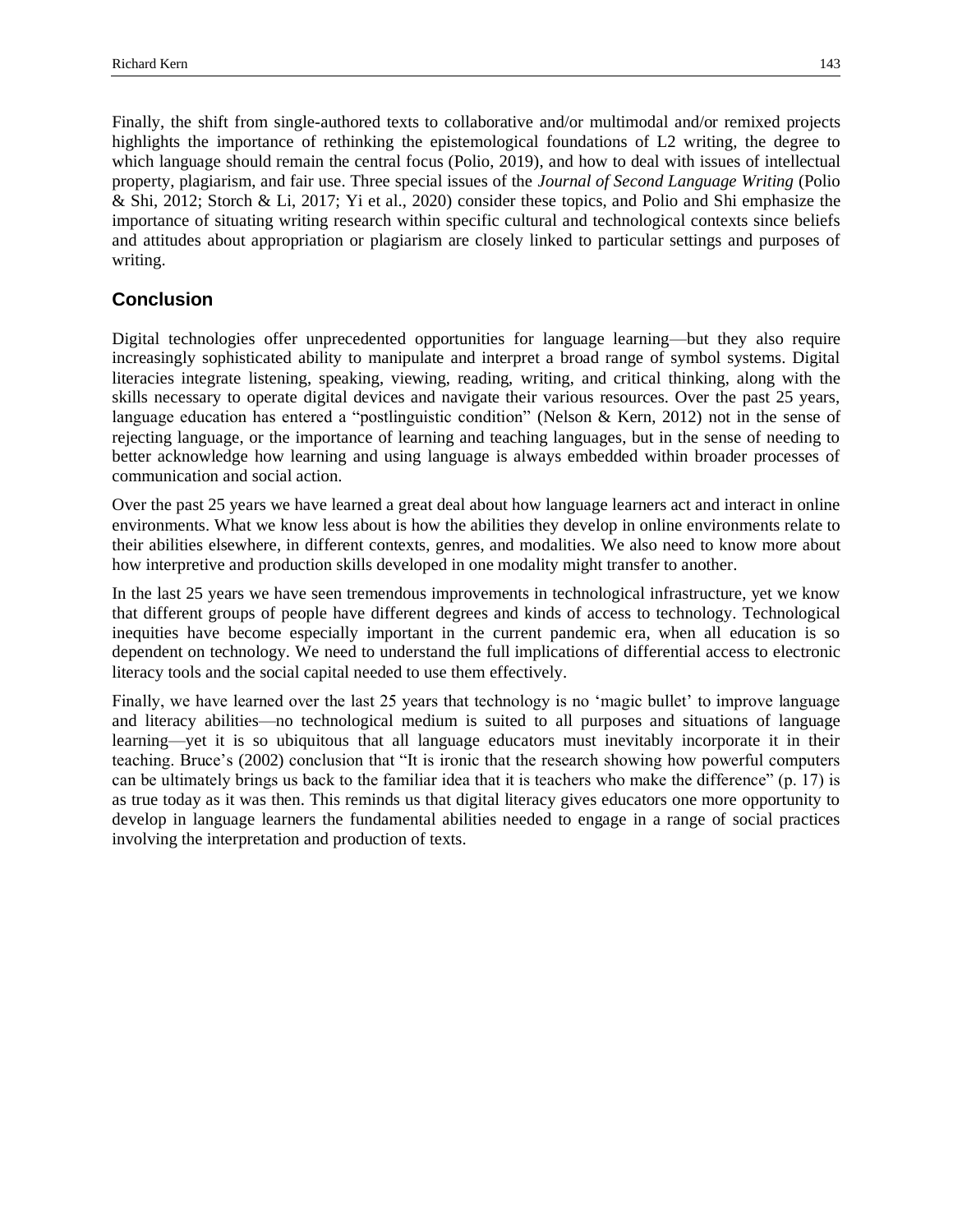Finally, the shift from single-authored texts to collaborative and/or multimodal and/or remixed projects highlights the importance of rethinking the epistemological foundations of L2 writing, the degree to which language should remain the central focus (Polio, 2019), and how to deal with issues of intellectual property, plagiarism, and fair use. Three special issues of the *Journal of Second Language Writing* (Polio & Shi, 2012; Storch & Li, 2017; Yi et al., 2020) consider these topics, and Polio and Shi emphasize the importance of situating writing research within specific cultural and technological contexts since beliefs and attitudes about appropriation or plagiarism are closely linked to particular settings and purposes of writing.

## Conclusion

Digital technologies offer unprecedented opportunities for language learning—but they also require increasingly sophisticated ability to manipulate and interpret a broad range of symbol systems. Digital literacies integrate listening, speaking, viewing, reading, writing, and critical thinking, along with the skills necessary to operate digital devices and navigate their various resources. Over the past 25 years, language education has entered a "postlinguistic condition" (Nelson & Kern, 2012) not in the sense of rejecting language, or the importance of learning and teaching languages, but in the sense of needing to better acknowledge how learning and using language is always embedded within broader processes of communication and social action.

Over the past 25 years we have learned a great deal about how language learners act and interact in online environments. What we know less about is how the abilities they develop in online environments relate to their abilities elsewhere, in different contexts, genres, and modalities. We also need to know more about how interpretive and production skills developed in one modality might transfer to another.

In the last 25 years we have seen tremendous improvements in technological infrastructure, yet we know that different groups of people have different degrees and kinds of access to technology. Technological inequities have become especially important in the current pandemic era, when all education is so dependent on technology. We need to understand the full implications of differential access to electronic literacy tools and the social capital needed to use them effectively.

Finally, we have learned over the last 25 years that technology is no 'magic bullet' to improve language and literacy abilities—no technological medium is suited to all purposes and situations of language learning—yet it is so ubiquitous that all language educators must inevitably incorporate it in their teaching. Bruce's (2002) conclusion that "It is ironic that the research showing how powerful computers can be ultimately brings us back to the familiar idea that it is teachers who make the difference" (p. 17) is as true today as it was then. This reminds us that digital literacy gives educators one more opportunity to develop in language learners the fundamental abilities needed to engage in a range of social practices involving the interpretation and production of texts.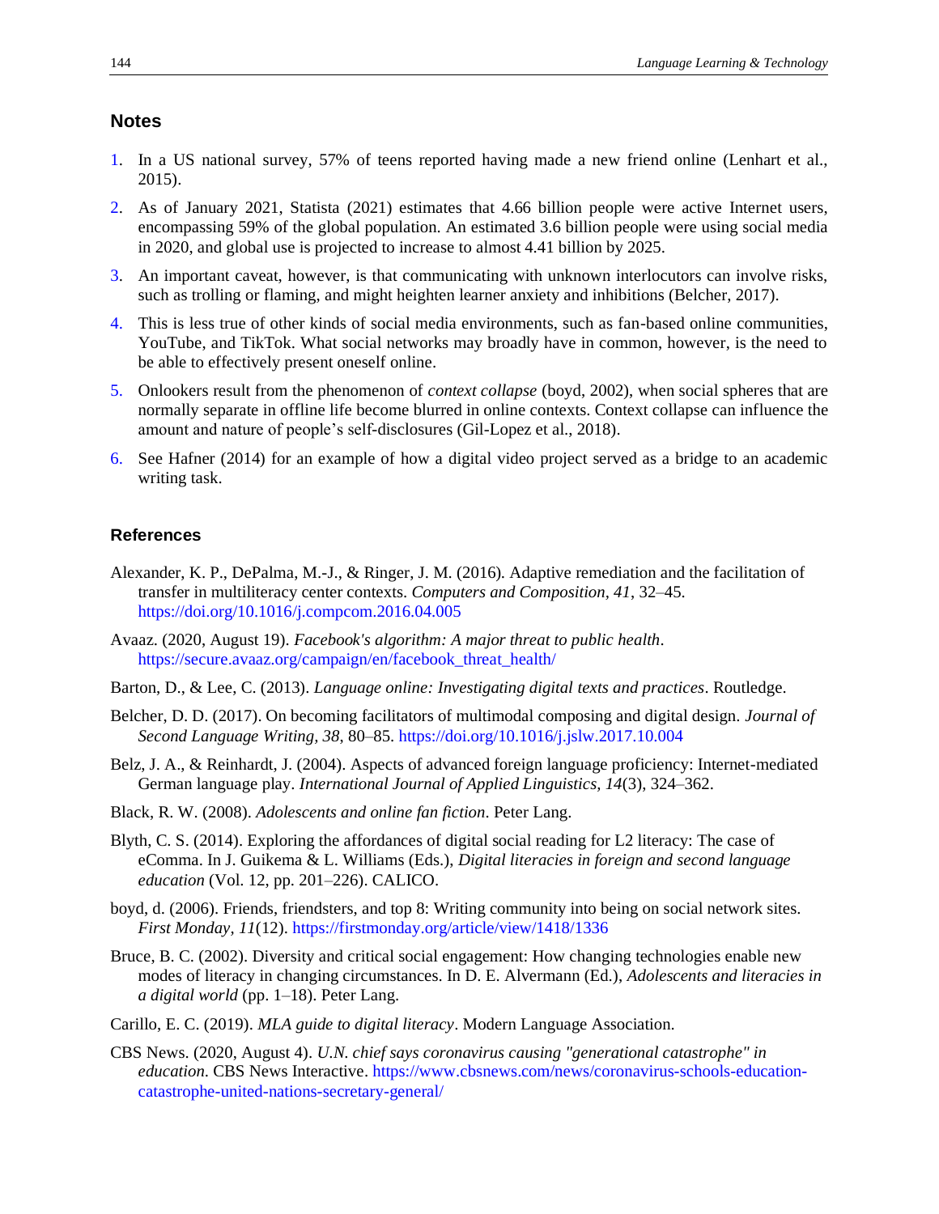## Notes

1. In a US national survey, 57% of teens reported having made a new friend online (Lenhart et al., 2015).
2. As of January 2021, Statista (2021) estimates that 4.66 billion people were active Internet users, encompassing 59% of the global population. An estimated 3.6 billion people were using social media in 2020, and global use is projected to increase to almost 4.41 billion by 2025.
3. An important caveat, however, is that communicating with unknown interlocutors can involve risks, such as trolling or flaming, and might heighten learner anxiety and inhibitions (Belcher, 2017).
4. This is less true of other kinds of social media environments, such as fan-based online communities, YouTube, and TikTok. What social networks may broadly have in common, however, is the need to be able to effectively present oneself online.
5. Onlookers result from the phenomenon of *context collapse* (boyd, 2002), when social spheres that are normally separate in offline life become blurred in online contexts. Context collapse can influence the amount and nature of people's self-disclosures (Gil-Lopez et al., 2018).
6. See Hafner (2014) for an example of how a digital video project served as a bridge to an academic writing task.

## References

Alexander, K. P., DePalma, M.-J., & Ringer, J. M. (2016). Adaptive remediation and the facilitation of transfer in multiliteracy center contexts. *Computers and Composition*, *41*, 32–45. https://doi.org/10.1016/j.compcom.2016.04.005

Avaaz. (2020, August 19). *Facebook's algorithm: A major threat to public health*. https://secure.avaaz.org/campaign/en/facebook_threat_health/

Barton, D., & Lee, C. (2013). *Language online: Investigating digital texts and practices*. Routledge.

Belcher, D. D. (2017). On becoming facilitators of multimodal composing and digital design. *Journal of Second Language Writing*, *38*, 80–85. https://doi.org/10.1016/j.jslw.2017.10.004

Belz, J. A., & Reinhardt, J. (2004). Aspects of advanced foreign language proficiency: Internet-mediated German language play. *International Journal of Applied Linguistics*, *14*(3), 324–362.

Black, R. W. (2008). *Adolescents and online fan fiction*. Peter Lang.

Blyth, C. S. (2014). Exploring the affordances of digital social reading for L2 literacy: The case of eComma. In J. Guikema & L. Williams (Eds.), *Digital literacies in foreign and second language education* (Vol. 12, pp. 201–226). CALICO.

boyd, d. (2006). Friends, friendsters, and top 8: Writing community into being on social network sites. *First Monday*, *11*(12). https://firstmonday.org/article/view/1418/1336

Bruce, B. C. (2002). Diversity and critical social engagement: How changing technologies enable new modes of literacy in changing circumstances. In D. E. Alvermann (Ed.), *Adolescents and literacies in a digital world* (pp. 1–18). Peter Lang.

Carillo, E. C. (2019). *MLA guide to digital literacy*. Modern Language Association.

CBS News. (2020, August 4). *U.N. chief says coronavirus causing "generational catastrophe" in education*. CBS News Interactive. https://www.cbsnews.com/news/coronavirus-schools-education-catastrophe-united-nations-secretary-general/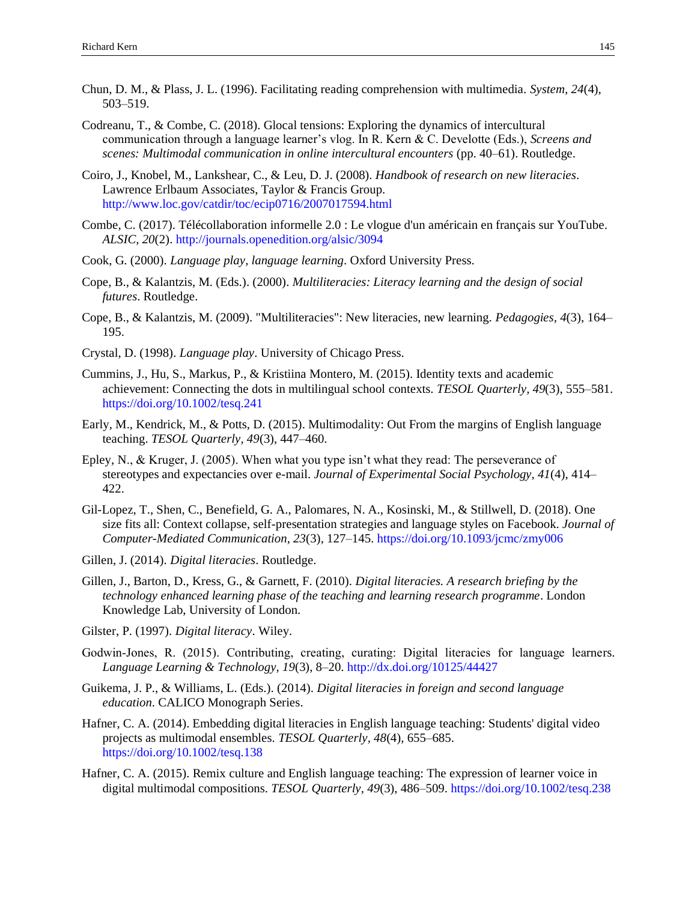Chun, D. M., & Plass, J. L. (1996). Facilitating reading comprehension with multimedia. *System*, *24*(4), 503–519.

Codreanu, T., & Combe, C. (2018). Glocal tensions: Exploring the dynamics of intercultural communication through a language learner's vlog. In R. Kern & C. Develotte (Eds.), *Screens and scenes: Multimodal communication in online intercultural encounters* (pp. 40–61). Routledge.

Coiro, J., Knobel, M., Lankshear, C., & Leu, D. J. (2008). *Handbook of research on new literacies*. Lawrence Erlbaum Associates, Taylor & Francis Group. http://www.loc.gov/catdir/toc/ecip0716/2007017594.html

Combe, C. (2017). Télécollaboration informelle 2.0 : Le vlogue d'un américain en français sur YouTube. *ALSIC*, *20*(2). http://journals.openedition.org/alsic/3094

Cook, G. (2000). *Language play, language learning*. Oxford University Press.

Cope, B., & Kalantzis, M. (Eds.). (2000). *Multiliteracies: Literacy learning and the design of social futures*. Routledge.

Cope, B., & Kalantzis, M. (2009). "Multiliteracies": New literacies, new learning. *Pedagogies, 4*(3), 164–195.

Crystal, D. (1998). *Language play*. University of Chicago Press.

Cummins, J., Hu, S., Markus, P., & Kristiina Montero, M. (2015). Identity texts and academic achievement: Connecting the dots in multilingual school contexts. *TESOL Quarterly*, *49*(3), 555–581. https://doi.org/10.1002/tesq.241

Early, M., Kendrick, M., & Potts, D. (2015). Multimodality: Out From the margins of English language teaching. *TESOL Quarterly*, *49*(3), 447–460.

Epley, N., & Kruger, J. (2005). When what you type isn't what they read: The perseverance of stereotypes and expectancies over e-mail. *Journal of Experimental Social Psychology*, *41*(4), 414–422.

Gil-Lopez, T., Shen, C., Benefield, G. A., Palomares, N. A., Kosinski, M., & Stillwell, D. (2018). One size fits all: Context collapse, self-presentation strategies and language styles on Facebook. *Journal of Computer-Mediated Communication, 23*(3), 127–145. https://doi.org/10.1093/jcmc/zmy006

Gillen, J. (2014). *Digital literacies*. Routledge.

Gillen, J., Barton, D., Kress, G., & Garnett, F. (2010). *Digital literacies. A research briefing by the technology enhanced learning phase of the teaching and learning research programme*. London Knowledge Lab, University of London.

Gilster, P. (1997). *Digital literacy*. Wiley.

Godwin-Jones, R. (2015). Contributing, creating, curating: Digital literacies for language learners. *Language Learning & Technology*, *19*(3), 8–20. http://dx.doi.org/10125/44427

Guikema, J. P., & Williams, L. (Eds.). (2014). *Digital literacies in foreign and second language education*. CALICO Monograph Series.

Hafner, C. A. (2014). Embedding digital literacies in English language teaching: Students' digital video projects as multimodal ensembles. *TESOL Quarterly*, *48*(4), 655–685. https://doi.org/10.1002/tesq.138

Hafner, C. A. (2015). Remix culture and English language teaching: The expression of learner voice in digital multimodal compositions. *TESOL Quarterly*, *49*(3), 486–509. https://doi.org/10.1002/tesq.238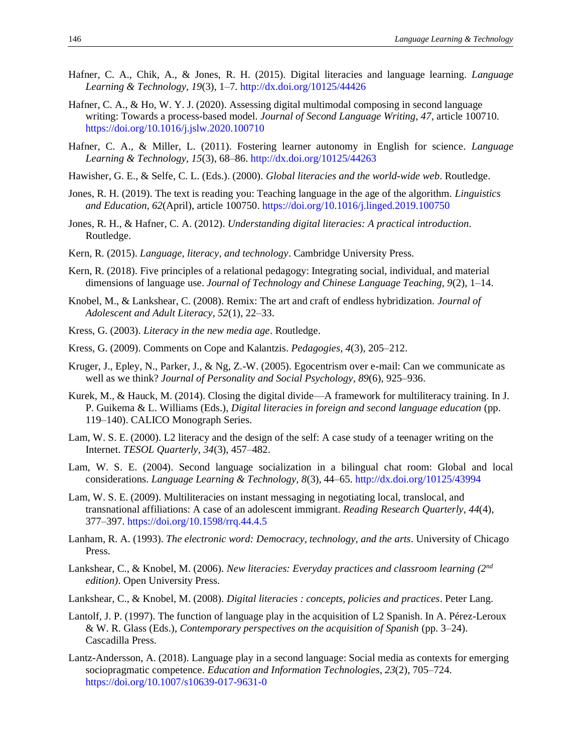Hafner, C. A., Chik, A., & Jones, R. H. (2015). Digital literacies and language learning. *Language Learning & Technology, 19*(3), 1–7. http://dx.doi.org/10125/44426

Hafner, C. A., & Ho, W. Y. J. (2020). Assessing digital multimodal composing in second language writing: Towards a process-based model. *Journal of Second Language Writing, 47*, article 100710. https://doi.org/10.1016/j.jslw.2020.100710

Hafner, C. A., & Miller, L. (2011). Fostering learner autonomy in English for science. *Language Learning & Technology, 15*(3), 68–86. http://dx.doi.org/10125/44263

Hawisher, G. E., & Selfe, C. L. (Eds.). (2000). *Global literacies and the world-wide web*. Routledge.

Jones, R. H. (2019). The text is reading you: Teaching language in the age of the algorithm. *Linguistics and Education, 62*(April), article 100750. https://doi.org/10.1016/j.linged.2019.100750

Jones, R. H., & Hafner, C. A. (2012). *Understanding digital literacies: A practical introduction*. Routledge.

Kern, R. (2015). *Language, literacy, and technology*. Cambridge University Press.

Kern, R. (2018). Five principles of a relational pedagogy: Integrating social, individual, and material dimensions of language use. *Journal of Technology and Chinese Language Teaching, 9*(2), 1–14.

Knobel, M., & Lankshear, C. (2008). Remix: The art and craft of endless hybridization. *Journal of Adolescent and Adult Literacy, 52*(1), 22–33.

Kress, G. (2003). *Literacy in the new media age*. Routledge.

Kress, G. (2009). Comments on Cope and Kalantzis. *Pedagogies, 4*(3), 205–212.

Kruger, J., Epley, N., Parker, J., & Ng, Z.-W. (2005). Egocentrism over e-mail: Can we communicate as well as we think? *Journal of Personality and Social Psychology, 89*(6), 925–936.

Kurek, M., & Hauck, M. (2014). Closing the digital divide—A framework for multiliteracy training. In J. P. Guikema & L. Williams (Eds.), *Digital literacies in foreign and second language education* (pp. 119–140). CALICO Monograph Series.

Lam, W. S. E. (2000). L2 literacy and the design of the self: A case study of a teenager writing on the Internet. *TESOL Quarterly, 34*(3), 457–482.

Lam, W. S. E. (2004). Second language socialization in a bilingual chat room: Global and local considerations. *Language Learning & Technology, 8*(3), 44–65. http://dx.doi.org/10125/43994

Lam, W. S. E. (2009). Multiliteracies on instant messaging in negotiating local, translocal, and transnational affiliations: A case of an adolescent immigrant. *Reading Research Quarterly, 44*(4), 377–397. https://doi.org/10.1598/rrq.44.4.5

Lanham, R. A. (1993). *The electronic word: Democracy, technology, and the arts*. University of Chicago Press.

Lankshear, C., & Knobel, M. (2006). *New literacies: Everyday practices and classroom learning (2nd edition)*. Open University Press.

Lankshear, C., & Knobel, M. (2008). *Digital literacies : concepts, policies and practices*. Peter Lang.

Lantolf, J. P. (1997). The function of language play in the acquisition of L2 Spanish. In A. Pérez-Leroux & W. R. Glass (Eds.), *Contemporary perspectives on the acquisition of Spanish* (pp. 3–24). Cascadilla Press.

Lantz-Andersson, A. (2018). Language play in a second language: Social media as contexts for emerging sociopragmatic competence. *Education and Information Technologies, 23*(2), 705–724. https://doi.org/10.1007/s10639-017-9631-0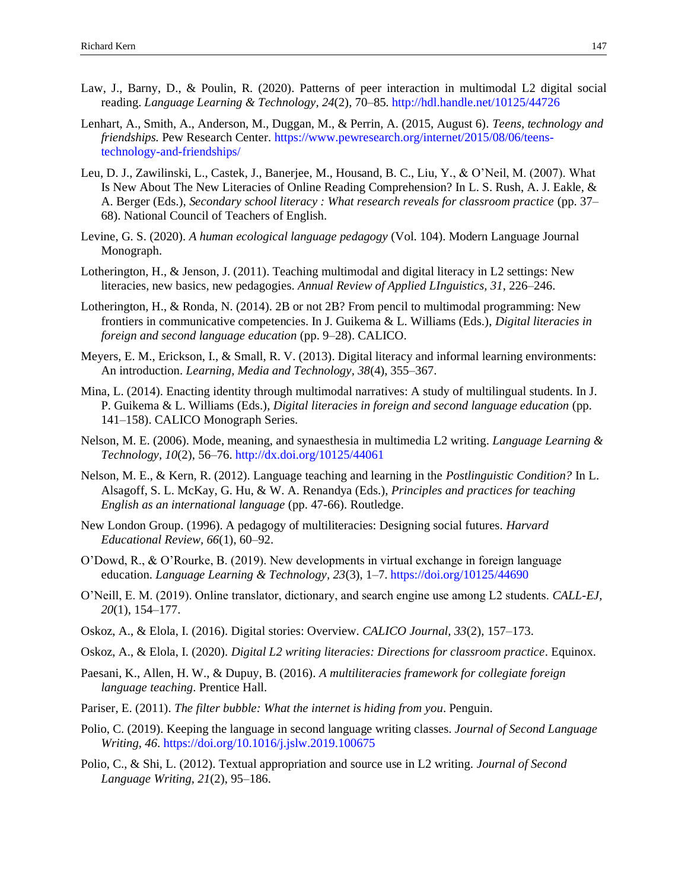Law, J., Barny, D., & Poulin, R. (2020). Patterns of peer interaction in multimodal L2 digital social reading. *Language Learning & Technology*, *24*(2), 70–85. http://hdl.handle.net/10125/44726

Lenhart, A., Smith, A., Anderson, M., Duggan, M., & Perrin, A. (2015, August 6). *Teens, technology and friendships.* Pew Research Center. https://www.pewresearch.org/internet/2015/08/06/teens-technology-and-friendships/

Leu, D. J., Zawilinski, L., Castek, J., Banerjee, M., Housand, B. C., Liu, Y., & O'Neil, M. (2007). What Is New About The New Literacies of Online Reading Comprehension? In L. S. Rush, A. J. Eakle, & A. Berger (Eds.), *Secondary school literacy : What research reveals for classroom practice* (pp. 37–68). National Council of Teachers of English.

Levine, G. S. (2020). *A human ecological language pedagogy* (Vol. 104). Modern Language Journal Monograph.

Lotherington, H., & Jenson, J. (2011). Teaching multimodal and digital literacy in L2 settings: New literacies, new basics, new pedagogies. *Annual Review of Applied LInguistics, 31*, 226–246.

Lotherington, H., & Ronda, N. (2014). 2B or not 2B? From pencil to multimodal programming: New frontiers in communicative competencies. In J. Guikema & L. Williams (Eds.), *Digital literacies in foreign and second language education* (pp. 9–28). CALICO.

Meyers, E. M., Erickson, I., & Small, R. V. (2013). Digital literacy and informal learning environments: An introduction. *Learning, Media and Technology, 38*(4), 355–367.

Mina, L. (2014). Enacting identity through multimodal narratives: A study of multilingual students. In J. P. Guikema & L. Williams (Eds.), *Digital literacies in foreign and second language education* (pp. 141–158). CALICO Monograph Series.

Nelson, M. E. (2006). Mode, meaning, and synaesthesia in multimedia L2 writing. *Language Learning & Technology, 10*(2), 56–76. http://dx.doi.org/10125/44061

Nelson, M. E., & Kern, R. (2012). Language teaching and learning in the *Postlinguistic Condition?* In L. Alsagoff, S. L. McKay, G. Hu, & W. A. Renandya (Eds.), *Principles and practices for teaching English as an international language* (pp. 47-66). Routledge.

New London Group. (1996). A pedagogy of multiliteracies: Designing social futures. *Harvard Educational Review, 66*(1), 60–92.

O'Dowd, R., & O'Rourke, B. (2019). New developments in virtual exchange in foreign language education. *Language Learning & Technology*, *23*(3), 1–7. https://doi.org/10125/44690

O'Neill, E. M. (2019). Online translator, dictionary, and search engine use among L2 students. *CALL-EJ, 20*(1), 154–177.

Oskoz, A., & Elola, I. (2016). Digital stories: Overview. *CALICO Journal, 33*(2), 157–173.

Oskoz, A., & Elola, I. (2020). *Digital L2 writing literacies: Directions for classroom practice*. Equinox.

Paesani, K., Allen, H. W., & Dupuy, B. (2016). *A multiliteracies framework for collegiate foreign language teaching*. Prentice Hall.

Pariser, E. (2011). *The filter bubble: What the internet is hiding from you*. Penguin.

Polio, C. (2019). Keeping the language in second language writing classes. *Journal of Second Language Writing, 46*. https://doi.org/10.1016/j.jslw.2019.100675

Polio, C., & Shi, L. (2012). Textual appropriation and source use in L2 writing. *Journal of Second Language Writing, 21*(2), 95–186.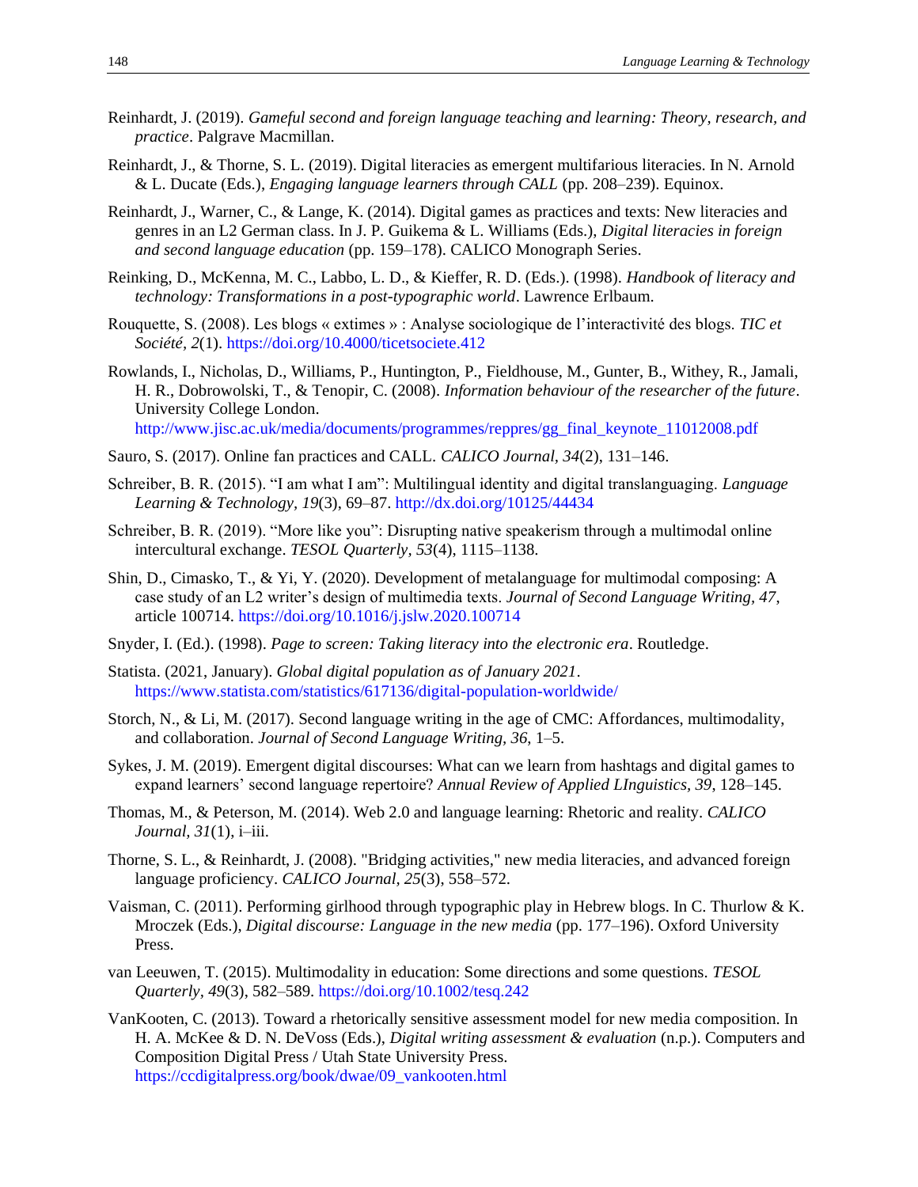Reinhardt, J. (2019). *Gameful second and foreign language teaching and learning: Theory, research, and practice*. Palgrave Macmillan.

Reinhardt, J., & Thorne, S. L. (2019). Digital literacies as emergent multifarious literacies. In N. Arnold & L. Ducate (Eds.), *Engaging language learners through CALL* (pp. 208–239). Equinox.

Reinhardt, J., Warner, C., & Lange, K. (2014). Digital games as practices and texts: New literacies and genres in an L2 German class. In J. P. Guikema & L. Williams (Eds.), *Digital literacies in foreign and second language education* (pp. 159–178). CALICO Monograph Series.

Reinking, D., McKenna, M. C., Labbo, L. D., & Kieffer, R. D. (Eds.). (1998). *Handbook of literacy and technology: Transformations in a post-typographic world*. Lawrence Erlbaum.

Rouquette, S. (2008). Les blogs « extimes » : Analyse sociologique de l'interactivité des blogs. *TIC et Société, 2*(1). https://doi.org/10.4000/ticetsociete.412

Rowlands, I., Nicholas, D., Williams, P., Huntington, P., Fieldhouse, M., Gunter, B., Withey, R., Jamali, H. R., Dobrowolski, T., & Tenopir, C. (2008). *Information behaviour of the researcher of the future*. University College London. http://www.jisc.ac.uk/media/documents/programmes/reppres/gg_final_keynote_11012008.pdf

Sauro, S. (2017). Online fan practices and CALL. *CALICO Journal, 34*(2), 131–146.

Schreiber, B. R. (2015). "I am what I am": Multilingual identity and digital translanguaging. *Language Learning & Technology, 19*(3), 69–87. http://dx.doi.org/10125/44434

Schreiber, B. R. (2019). "More like you": Disrupting native speakerism through a multimodal online intercultural exchange. *TESOL Quarterly, 53*(4), 1115–1138.

Shin, D., Cimasko, T., & Yi, Y. (2020). Development of metalanguage for multimodal composing: A case study of an L2 writer's design of multimedia texts. *Journal of Second Language Writing, 47*, article 100714. https://doi.org/10.1016/j.jslw.2020.100714

Snyder, I. (Ed.). (1998). *Page to screen: Taking literacy into the electronic era*. Routledge.

Statista. (2021, January). *Global digital population as of January 2021*. https://www.statista.com/statistics/617136/digital-population-worldwide/

Storch, N., & Li, M. (2017). Second language writing in the age of CMC: Affordances, multimodality, and collaboration. *Journal of Second Language Writing, 36*, 1–5.

Sykes, J. M. (2019). Emergent digital discourses: What can we learn from hashtags and digital games to expand learners' second language repertoire? *Annual Review of Applied LInguistics, 39*, 128–145.

Thomas, M., & Peterson, M. (2014). Web 2.0 and language learning: Rhetoric and reality. *CALICO Journal, 31*(1), i–iii.

Thorne, S. L., & Reinhardt, J. (2008). "Bridging activities," new media literacies, and advanced foreign language proficiency. *CALICO Journal, 25*(3), 558–572.

Vaisman, C. (2011). Performing girlhood through typographic play in Hebrew blogs. In C. Thurlow & K. Mroczek (Eds.), *Digital discourse: Language in the new media* (pp. 177–196). Oxford University Press.

van Leeuwen, T. (2015). Multimodality in education: Some directions and some questions. *TESOL Quarterly, 49*(3), 582–589. https://doi.org/10.1002/tesq.242

VanKooten, C. (2013). Toward a rhetorically sensitive assessment model for new media composition. In H. A. McKee & D. N. DeVoss (Eds.), *Digital writing assessment & evaluation* (n.p.). Computers and Composition Digital Press / Utah State University Press. https://ccdigitalpress.org/book/dwae/09_vankooten.html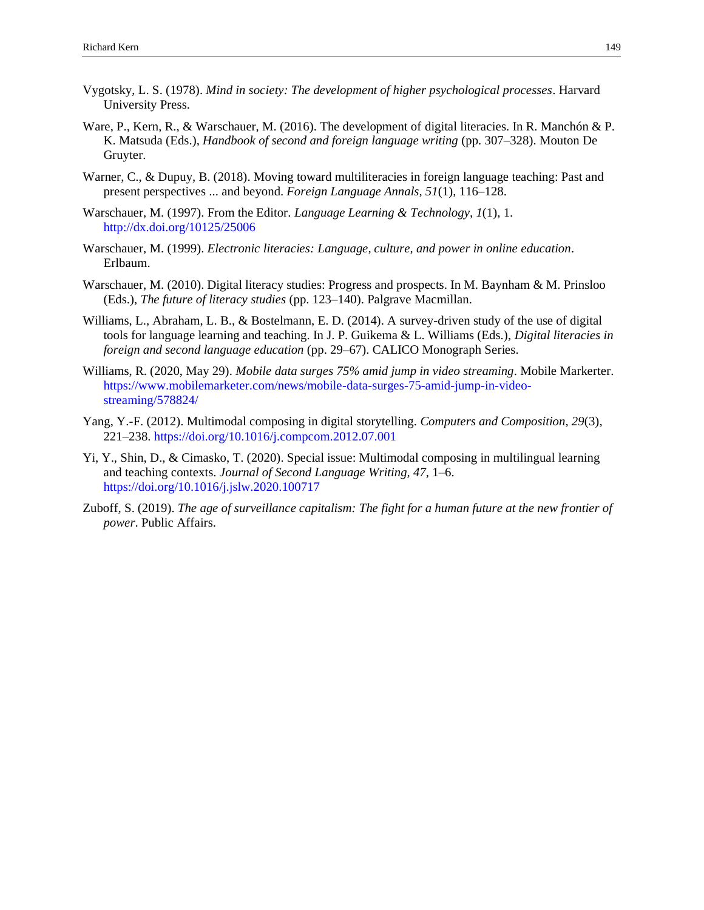Vygotsky, L. S. (1978). *Mind in society: The development of higher psychological processes*. Harvard University Press.

Ware, P., Kern, R., & Warschauer, M. (2016). The development of digital literacies. In R. Manchón & P. K. Matsuda (Eds.), *Handbook of second and foreign language writing* (pp. 307–328). Mouton De Gruyter.

Warner, C., & Dupuy, B. (2018). Moving toward multiliteracies in foreign language teaching: Past and present perspectives ... and beyond. *Foreign Language Annals, 51*(1), 116–128.

Warschauer, M. (1997). From the Editor. *Language Learning & Technology*, *1*(1), 1. http://dx.doi.org/10125/25006

Warschauer, M. (1999). *Electronic literacies: Language, culture, and power in online education*. Erlbaum.

Warschauer, M. (2010). Digital literacy studies: Progress and prospects. In M. Baynham & M. Prinsloo (Eds.), *The future of literacy studies* (pp. 123–140). Palgrave Macmillan.

Williams, L., Abraham, L. B., & Bostelmann, E. D. (2014). A survey-driven study of the use of digital tools for language learning and teaching. In J. P. Guikema & L. Williams (Eds.), *Digital literacies in foreign and second language education* (pp. 29–67). CALICO Monograph Series.

Williams, R. (2020, May 29). *Mobile data surges 75% amid jump in video streaming*. Mobile Markerter. https://www.mobilemarketer.com/news/mobile-data-surges-75-amid-jump-in-video-streaming/578824/

Yang, Y.-F. (2012). Multimodal composing in digital storytelling. *Computers and Composition, 29*(3), 221–238. https://doi.org/10.1016/j.compcom.2012.07.001

Yi, Y., Shin, D., & Cimasko, T. (2020). Special issue: Multimodal composing in multilingual learning and teaching contexts. *Journal of Second Language Writing, 47*, 1–6. https://doi.org/10.1016/j.jslw.2020.100717

Zuboff, S. (2019). *The age of surveillance capitalism: The fight for a human future at the new frontier of power*. Public Affairs.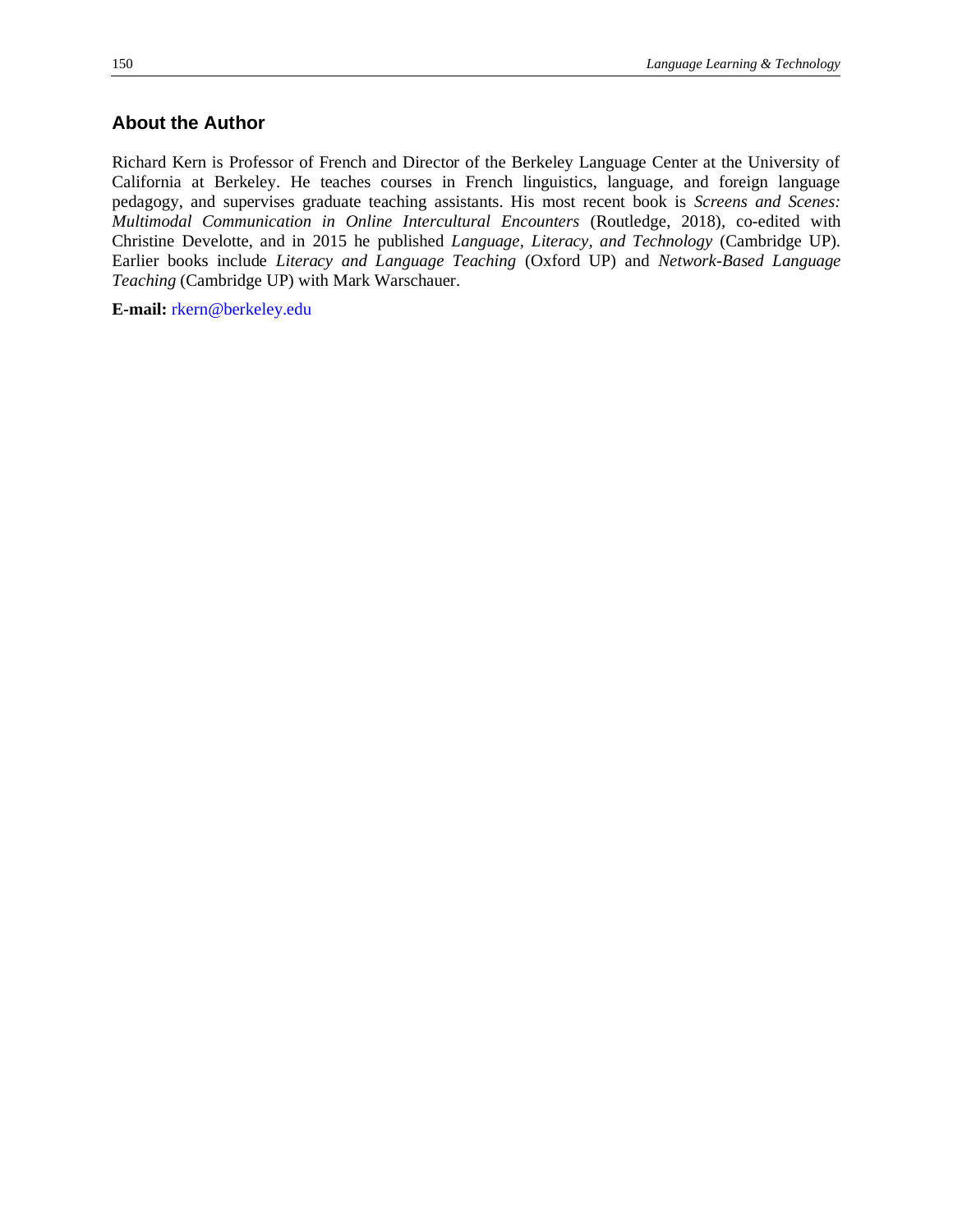## About the Author

Richard Kern is Professor of French and Director of the Berkeley Language Center at the University of California at Berkeley. He teaches courses in French linguistics, language, and foreign language pedagogy, and supervises graduate teaching assistants. His most recent book is *Screens and Scenes: Multimodal Communication in Online Intercultural Encounters* (Routledge, 2018), co-edited with Christine Develotte, and in 2015 he published *Language, Literacy, and Technology* (Cambridge UP). Earlier books include *Literacy and Language Teaching* (Oxford UP) and *Network-Based Language Teaching* (Cambridge UP) with Mark Warschauer.

**E-mail:** rkern@berkeley.edu